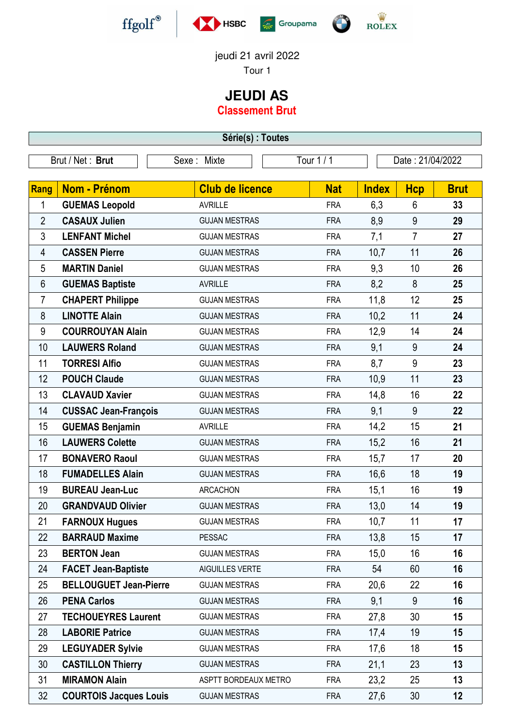jeudi 21 avril 2022

Tour 1

# JEUDI AS

## Classement Brut

| Série(s) : Toutes | | | |
|---|---|---|---|
| Brut / Net : **Brut** | Sexe : Mixte | Tour 1 / 1 | Date : 21/04/2022 |

| Rang | Nom - Prénom | Club de licence | Nat | Index | Hcp | Brut |
|---|---|---|---|---|---|---|
| 1 | **GUEMAS Leopold** | AVRILLE | FRA | 6,3 | 6 | **33** |
| 2 | **CASAUX Julien** | GUJAN MESTRAS | FRA | 8,9 | 9 | **29** |
| 3 | **LENFANT Michel** | GUJAN MESTRAS | FRA | 7,1 | 7 | **27** |
| 4 | **CASSEN Pierre** | GUJAN MESTRAS | FRA | 10,7 | 11 | **26** |
| 5 | **MARTIN Daniel** | GUJAN MESTRAS | FRA | 9,3 | 10 | **26** |
| 6 | **GUEMAS Baptiste** | AVRILLE | FRA | 8,2 | 8 | **25** |
| 7 | **CHAPERT Philippe** | GUJAN MESTRAS | FRA | 11,8 | 12 | **25** |
| 8 | **LINOTTE Alain** | GUJAN MESTRAS | FRA | 10,2 | 11 | **24** |
| 9 | **COURROUYAN Alain** | GUJAN MESTRAS | FRA | 12,9 | 14 | **24** |
| 10 | **LAUWERS Roland** | GUJAN MESTRAS | FRA | 9,1 | 9 | **24** |
| 11 | **TORRESI Alfio** | GUJAN MESTRAS | FRA | 8,7 | 9 | **23** |
| 12 | **POUCH Claude** | GUJAN MESTRAS | FRA | 10,9 | 11 | **23** |
| 13 | **CLAVAUD Xavier** | GUJAN MESTRAS | FRA | 14,8 | 16 | **22** |
| 14 | **CUSSAC Jean-François** | GUJAN MESTRAS | FRA | 9,1 | 9 | **22** |
| 15 | **GUEMAS Benjamin** | AVRILLE | FRA | 14,2 | 15 | **21** |
| 16 | **LAUWERS Colette** | GUJAN MESTRAS | FRA | 15,2 | 16 | **21** |
| 17 | **BONAVERO Raoul** | GUJAN MESTRAS | FRA | 15,7 | 17 | **20** |
| 18 | **FUMADELLES Alain** | GUJAN MESTRAS | FRA | 16,6 | 18 | **19** |
| 19 | **BUREAU Jean-Luc** | ARCACHON | FRA | 15,1 | 16 | **19** |
| 20 | **GRANDVAUD Olivier** | GUJAN MESTRAS | FRA | 13,0 | 14 | **19** |
| 21 | **FARNOUX Hugues** | GUJAN MESTRAS | FRA | 10,7 | 11 | **17** |
| 22 | **BARRAUD Maxime** | PESSAC | FRA | 13,8 | 15 | **17** |
| 23 | **BERTON Jean** | GUJAN MESTRAS | FRA | 15,0 | 16 | **16** |
| 24 | **FACET Jean-Baptiste** | AIGUILLES VERTE | FRA | 54 | 60 | **16** |
| 25 | **BELLOUGUET Jean-Pierre** | GUJAN MESTRAS | FRA | 20,6 | 22 | **16** |
| 26 | **PENA Carlos** | GUJAN MESTRAS | FRA | 9,1 | 9 | **16** |
| 27 | **TECHOUEYRES Laurent** | GUJAN MESTRAS | FRA | 27,8 | 30 | **15** |
| 28 | **LABORIE Patrice** | GUJAN MESTRAS | FRA | 17,4 | 19 | **15** |
| 29 | **LEGUYADER Sylvie** | GUJAN MESTRAS | FRA | 17,6 | 18 | **15** |
| 30 | **CASTILLON Thierry** | GUJAN MESTRAS | FRA | 21,1 | 23 | **13** |
| 31 | **MIRAMON Alain** | ASPTT BORDEAUX METRO | FRA | 23,2 | 25 | **13** |
| 32 | **COURTOIS Jacques Louis** | GUJAN MESTRAS | FRA | 27,6 | 30 | **12** |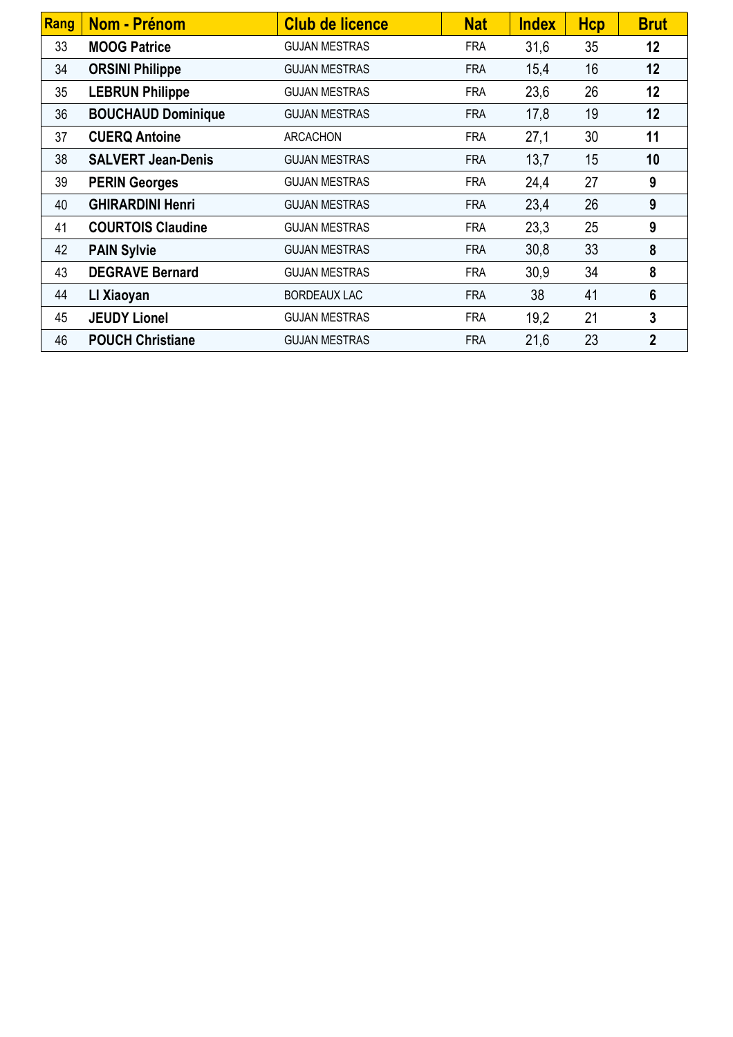| Rang | Nom - Prénom | Club de licence | Nat | Index | Hcp | Brut |
|---|---|---|---|---|---|---|
| 33 | **MOOG Patrice** | GUJAN MESTRAS | FRA | 31,6 | 35 | **12** |
| 34 | **ORSINI Philippe** | GUJAN MESTRAS | FRA | 15,4 | 16 | **12** |
| 35 | **LEBRUN Philippe** | GUJAN MESTRAS | FRA | 23,6 | 26 | **12** |
| 36 | **BOUCHAUD Dominique** | GUJAN MESTRAS | FRA | 17,8 | 19 | **12** |
| 37 | **CUERQ Antoine** | ARCACHON | FRA | 27,1 | 30 | **11** |
| 38 | **SALVERT Jean-Denis** | GUJAN MESTRAS | FRA | 13,7 | 15 | **10** |
| 39 | **PERIN Georges** | GUJAN MESTRAS | FRA | 24,4 | 27 | **9** |
| 40 | **GHIRARDINI Henri** | GUJAN MESTRAS | FRA | 23,4 | 26 | **9** |
| 41 | **COURTOIS Claudine** | GUJAN MESTRAS | FRA | 23,3 | 25 | **9** |
| 42 | **PAIN Sylvie** | GUJAN MESTRAS | FRA | 30,8 | 33 | **8** |
| 43 | **DEGRAVE Bernard** | GUJAN MESTRAS | FRA | 30,9 | 34 | **8** |
| 44 | **LI Xiaoyan** | BORDEAUX LAC | FRA | 38 | 41 | **6** |
| 45 | **JEUDY Lionel** | GUJAN MESTRAS | FRA | 19,2 | 21 | **3** |
| 46 | **POUCH Christiane** | GUJAN MESTRAS | FRA | 21,6 | 23 | **2** |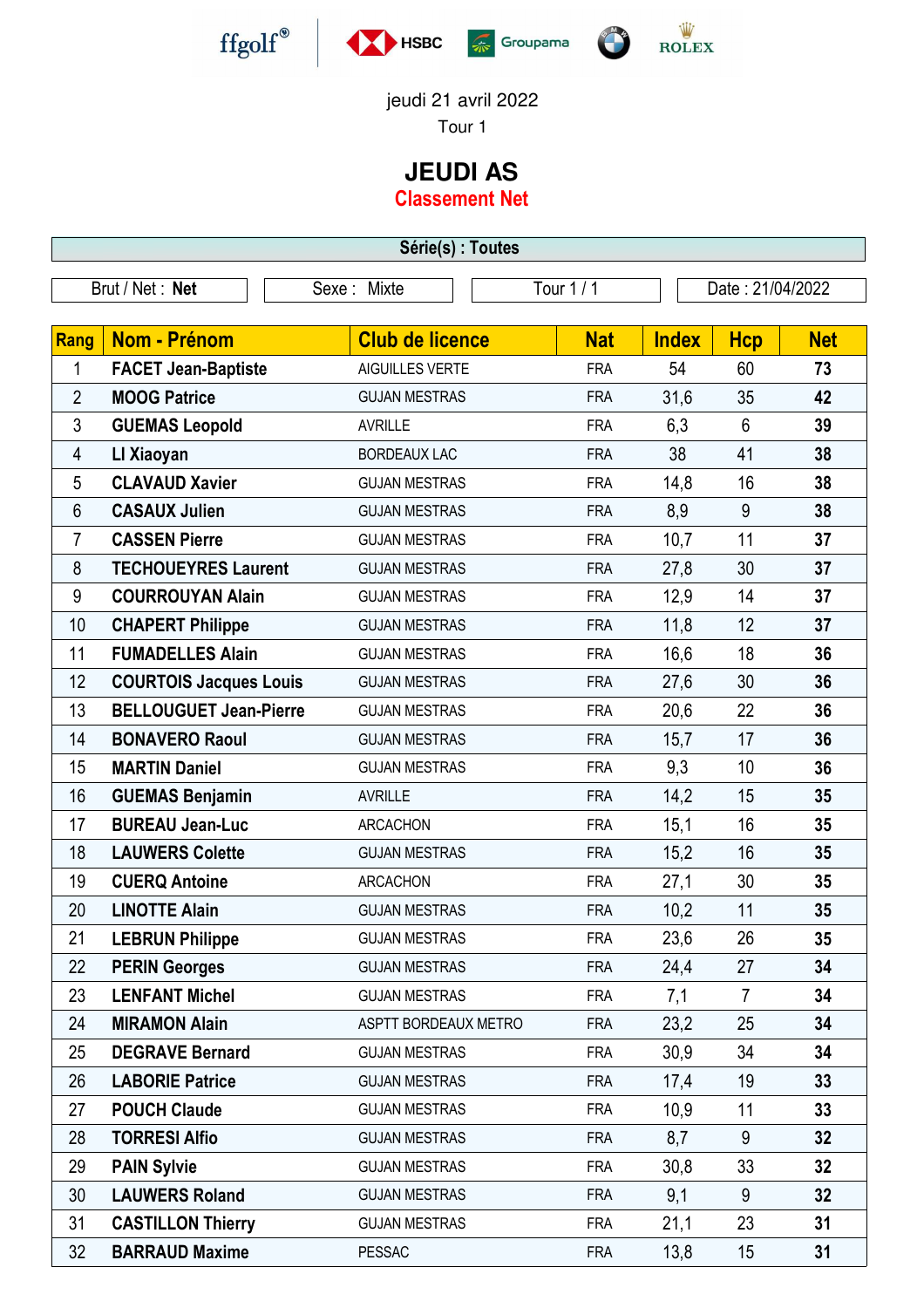ffgolf® HSBC Groupama ROLEX

jeudi 21 avril 2022

Tour 1

# JEUDI AS

## Classement Net

| Série(s) : Toutes | | | |
|---|---|---|---|
| Brut / Net : **Net** | Sexe : Mixte | Tour 1 / 1 | Date : 21/04/2022 |

| Rang | Nom - Prénom | Club de licence | Nat | Index | Hcp | Net |
|---|---|---|---|---|---|---|
| 1 | **FACET Jean-Baptiste** | AIGUILLES VERTE | FRA | 54 | 60 | **73** |
| 2 | **MOOG Patrice** | GUJAN MESTRAS | FRA | 31,6 | 35 | **42** |
| 3 | **GUEMAS Leopold** | AVRILLE | FRA | 6,3 | 6 | **39** |
| 4 | **LI Xiaoyan** | BORDEAUX LAC | FRA | 38 | 41 | **38** |
| 5 | **CLAVAUD Xavier** | GUJAN MESTRAS | FRA | 14,8 | 16 | **38** |
| 6 | **CASAUX Julien** | GUJAN MESTRAS | FRA | 8,9 | 9 | **38** |
| 7 | **CASSEN Pierre** | GUJAN MESTRAS | FRA | 10,7 | 11 | **37** |
| 8 | **TECHOUEYRES Laurent** | GUJAN MESTRAS | FRA | 27,8 | 30 | **37** |
| 9 | **COURROUYAN Alain** | GUJAN MESTRAS | FRA | 12,9 | 14 | **37** |
| 10 | **CHAPERT Philippe** | GUJAN MESTRAS | FRA | 11,8 | 12 | **37** |
| 11 | **FUMADELLES Alain** | GUJAN MESTRAS | FRA | 16,6 | 18 | **36** |
| 12 | **COURTOIS Jacques Louis** | GUJAN MESTRAS | FRA | 27,6 | 30 | **36** |
| 13 | **BELLOUGUET Jean-Pierre** | GUJAN MESTRAS | FRA | 20,6 | 22 | **36** |
| 14 | **BONAVERO Raoul** | GUJAN MESTRAS | FRA | 15,7 | 17 | **36** |
| 15 | **MARTIN Daniel** | GUJAN MESTRAS | FRA | 9,3 | 10 | **36** |
| 16 | **GUEMAS Benjamin** | AVRILLE | FRA | 14,2 | 15 | **35** |
| 17 | **BUREAU Jean-Luc** | ARCACHON | FRA | 15,1 | 16 | **35** |
| 18 | **LAUWERS Colette** | GUJAN MESTRAS | FRA | 15,2 | 16 | **35** |
| 19 | **CUERQ Antoine** | ARCACHON | FRA | 27,1 | 30 | **35** |
| 20 | **LINOTTE Alain** | GUJAN MESTRAS | FRA | 10,2 | 11 | **35** |
| 21 | **LEBRUN Philippe** | GUJAN MESTRAS | FRA | 23,6 | 26 | **35** |
| 22 | **PERIN Georges** | GUJAN MESTRAS | FRA | 24,4 | 27 | **34** |
| 23 | **LENFANT Michel** | GUJAN MESTRAS | FRA | 7,1 | 7 | **34** |
| 24 | **MIRAMON Alain** | ASPTT BORDEAUX METRO | FRA | 23,2 | 25 | **34** |
| 25 | **DEGRAVE Bernard** | GUJAN MESTRAS | FRA | 30,9 | 34 | **34** |
| 26 | **LABORIE Patrice** | GUJAN MESTRAS | FRA | 17,4 | 19 | **33** |
| 27 | **POUCH Claude** | GUJAN MESTRAS | FRA | 10,9 | 11 | **33** |
| 28 | **TORRESI Alfio** | GUJAN MESTRAS | FRA | 8,7 | 9 | **32** |
| 29 | **PAIN Sylvie** | GUJAN MESTRAS | FRA | 30,8 | 33 | **32** |
| 30 | **LAUWERS Roland** | GUJAN MESTRAS | FRA | 9,1 | 9 | **32** |
| 31 | **CASTILLON Thierry** | GUJAN MESTRAS | FRA | 21,1 | 23 | **31** |
| 32 | **BARRAUD Maxime** | PESSAC | FRA | 13,8 | 15 | **31** |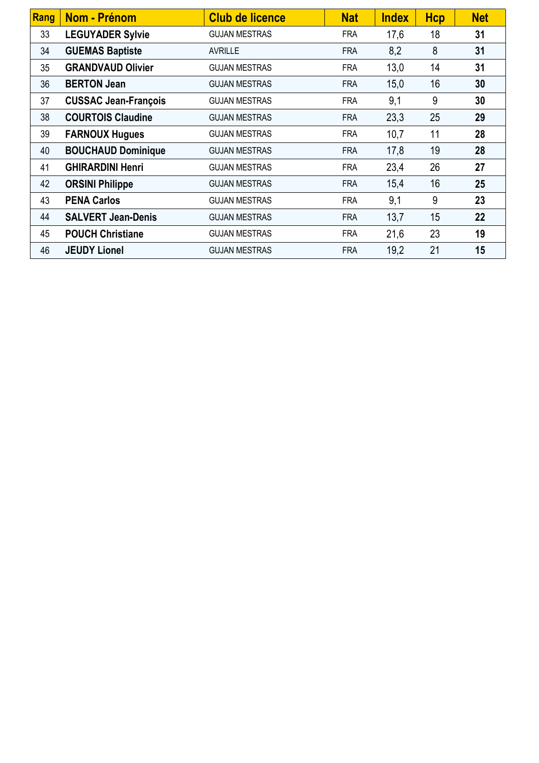| Rang | Nom - Prénom | Club de licence | Nat | Index | Hcp | Net |
|---|---|---|---|---|---|---|
| 33 | **LEGUYADER Sylvie** | GUJAN MESTRAS | FRA | 17,6 | 18 | **31** |
| 34 | **GUEMAS Baptiste** | AVRILLE | FRA | 8,2 | 8 | **31** |
| 35 | **GRANDVAUD Olivier** | GUJAN MESTRAS | FRA | 13,0 | 14 | **31** |
| 36 | **BERTON Jean** | GUJAN MESTRAS | FRA | 15,0 | 16 | **30** |
| 37 | **CUSSAC Jean-François** | GUJAN MESTRAS | FRA | 9,1 | 9 | **30** |
| 38 | **COURTOIS Claudine** | GUJAN MESTRAS | FRA | 23,3 | 25 | **29** |
| 39 | **FARNOUX Hugues** | GUJAN MESTRAS | FRA | 10,7 | 11 | **28** |
| 40 | **BOUCHAUD Dominique** | GUJAN MESTRAS | FRA | 17,8 | 19 | **28** |
| 41 | **GHIRARDINI Henri** | GUJAN MESTRAS | FRA | 23,4 | 26 | **27** |
| 42 | **ORSINI Philippe** | GUJAN MESTRAS | FRA | 15,4 | 16 | **25** |
| 43 | **PENA Carlos** | GUJAN MESTRAS | FRA | 9,1 | 9 | **23** |
| 44 | **SALVERT Jean-Denis** | GUJAN MESTRAS | FRA | 13,7 | 15 | **22** |
| 45 | **POUCH Christiane** | GUJAN MESTRAS | FRA | 21,6 | 23 | **19** |
| 46 | **JEUDY Lionel** | GUJAN MESTRAS | FRA | 19,2 | 21 | **15** |